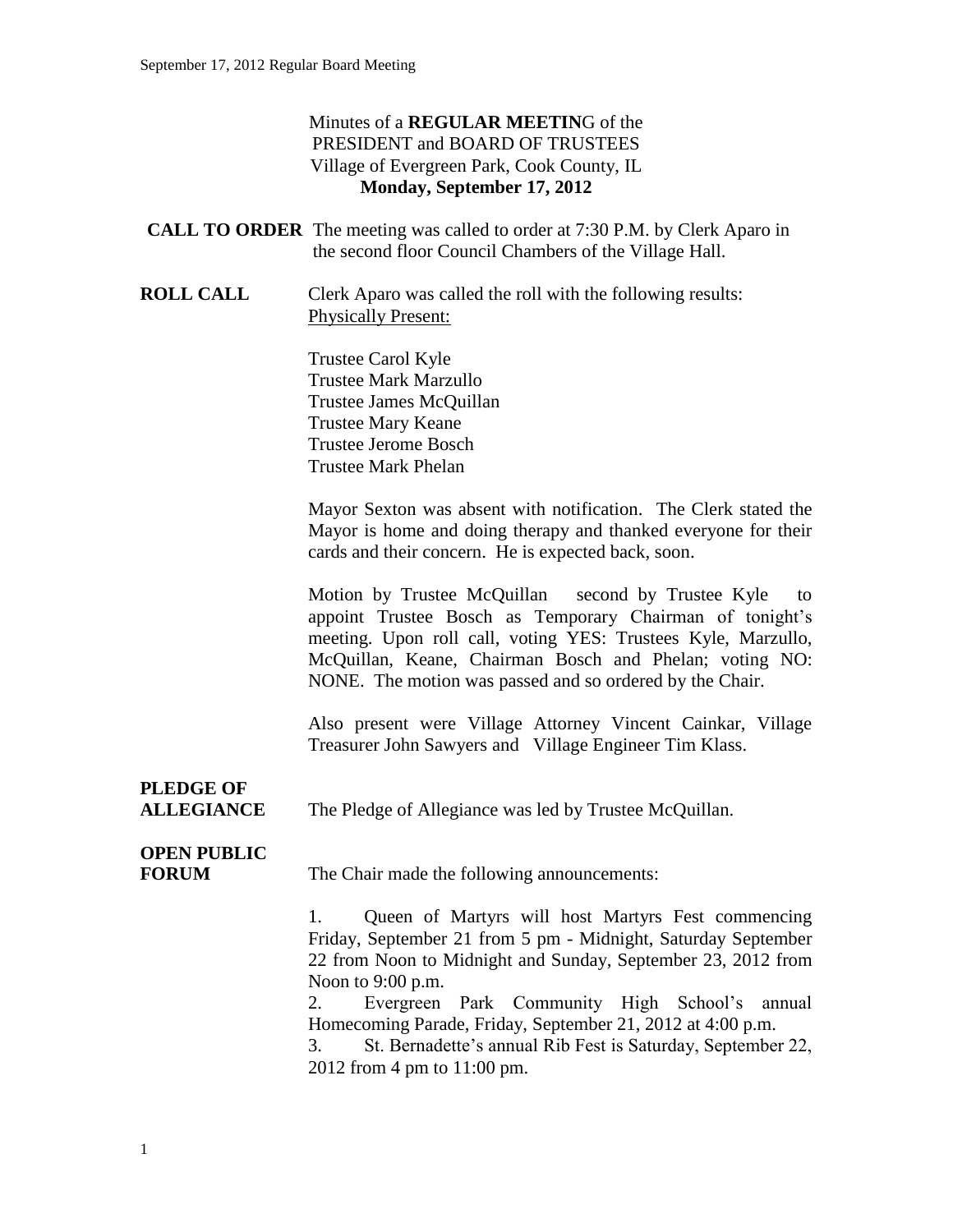Minutes of a **REGULAR MEETIN**G of the
PRESIDENT and BOARD OF TRUSTEES
Village of Evergreen Park, Cook County, IL
**Monday, September 17, 2012**

**CALL TO ORDER** The meeting was called to order at 7:30 P.M. by Clerk Aparo in the second floor Council Chambers of the Village Hall.

**ROLL CALL** Clerk Aparo was called the roll with the following results:
Physically Present:

Trustee Carol Kyle
Trustee Mark Marzullo
Trustee James McQuillan
Trustee Mary Keane
Trustee Jerome Bosch
Trustee Mark Phelan

Mayor Sexton was absent with notification. The Clerk stated the Mayor is home and doing therapy and thanked everyone for their cards and their concern. He is expected back, soon.

Motion by Trustee McQuillan second by Trustee Kyle to appoint Trustee Bosch as Temporary Chairman of tonight's meeting. Upon roll call, voting YES: Trustees Kyle, Marzullo, McQuillan, Keane, Chairman Bosch and Phelan; voting NO: NONE. The motion was passed and so ordered by the Chair.

Also present were Village Attorney Vincent Cainkar, Village Treasurer John Sawyers and Village Engineer Tim Klass.

**PLEDGE OF ALLEGIANCE** The Pledge of Allegiance was led by Trustee McQuillan.

**OPEN PUBLIC FORUM** The Chair made the following announcements:

1. Queen of Martyrs will host Martyrs Fest commencing Friday, September 21 from 5 pm - Midnight, Saturday September 22 from Noon to Midnight and Sunday, September 23, 2012 from Noon to 9:00 p.m.
2. Evergreen Park Community High School's annual Homecoming Parade, Friday, September 21, 2012 at 4:00 p.m.
3. St. Bernadette's annual Rib Fest is Saturday, September 22, 2012 from 4 pm to 11:00 pm.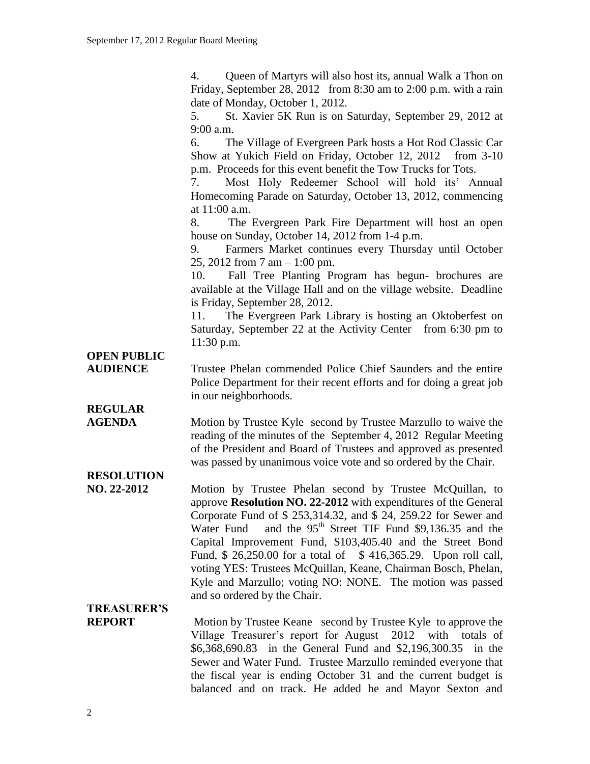4. Queen of Martyrs will also host its, annual Walk a Thon on Friday, September 28, 2012 from 8:30 am to 2:00 p.m. with a rain date of Monday, October 1, 2012.
5. St. Xavier 5K Run is on Saturday, September 29, 2012 at 9:00 a.m.
6. The Village of Evergreen Park hosts a Hot Rod Classic Car Show at Yukich Field on Friday, October 12, 2012 from 3-10 p.m. Proceeds for this event benefit the Tow Trucks for Tots.
7. Most Holy Redeemer School will hold its' Annual Homecoming Parade on Saturday, October 13, 2012, commencing at 11:00 a.m.
8. The Evergreen Park Fire Department will host an open house on Sunday, October 14, 2012 from 1-4 p.m.
9. Farmers Market continues every Thursday until October 25, 2012 from 7 am – 1:00 pm.
10. Fall Tree Planting Program has begun- brochures are available at the Village Hall and on the village website. Deadline is Friday, September 28, 2012.
11. The Evergreen Park Library is hosting an Oktoberfest on Saturday, September 22 at the Activity Center from 6:30 pm to 11:30 p.m.

**OPEN PUBLIC AUDIENCE**

Trustee Phelan commended Police Chief Saunders and the entire Police Department for their recent efforts and for doing a great job in our neighborhoods.

**REGULAR AGENDA**

Motion by Trustee Kyle second by Trustee Marzullo to waive the reading of the minutes of the September 4, 2012 Regular Meeting of the President and Board of Trustees and approved as presented was passed by unanimous voice vote and so ordered by the Chair.

**RESOLUTION NO. 22-2012**

Motion by Trustee Phelan second by Trustee McQuillan, to approve **Resolution NO. 22-2012** with expenditures of the General Corporate Fund of $ 253,314.32, and $ 24, 259.22 for Sewer and Water Fund and the 95th Street TIF Fund $9,136.35 and the Capital Improvement Fund, $103,405.40 and the Street Bond Fund, $ 26,250.00 for a total of $ 416,365.29. Upon roll call, voting YES: Trustees McQuillan, Keane, Chairman Bosch, Phelan, Kyle and Marzullo; voting NO: NONE. The motion was passed and so ordered by the Chair.

**TREASURER'S REPORT**

Motion by Trustee Keane second by Trustee Kyle to approve the Village Treasurer's report for August 2012 with totals of $6,368,690.83 in the General Fund and $2,196,300.35 in the Sewer and Water Fund. Trustee Marzullo reminded everyone that the fiscal year is ending October 31 and the current budget is balanced and on track. He added he and Mayor Sexton and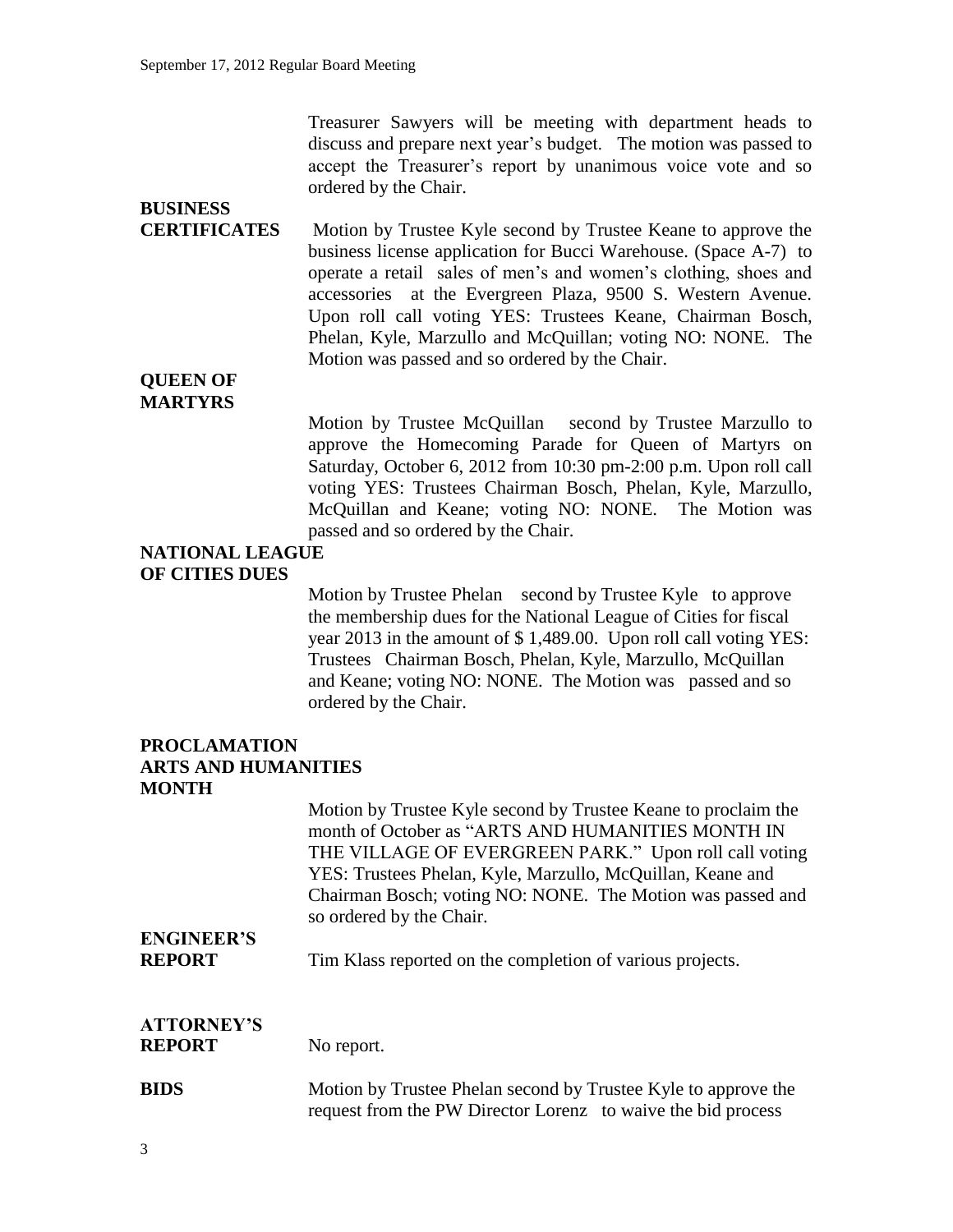Treasurer Sawyers will be meeting with department heads to discuss and prepare next year's budget. The motion was passed to accept the Treasurer's report by unanimous voice vote and so ordered by the Chair.

**BUSINESS CERTIFICATES**

Motion by Trustee Kyle second by Trustee Keane to approve the business license application for Bucci Warehouse. (Space A-7) to operate a retail sales of men's and women's clothing, shoes and accessories at the Evergreen Plaza, 9500 S. Western Avenue. Upon roll call voting YES: Trustees Keane, Chairman Bosch, Phelan, Kyle, Marzullo and McQuillan; voting NO: NONE. The Motion was passed and so ordered by the Chair.

**QUEEN OF MARTYRS**

Motion by Trustee McQuillan second by Trustee Marzullo to approve the Homecoming Parade for Queen of Martyrs on Saturday, October 6, 2012 from 10:30 pm-2:00 p.m. Upon roll call voting YES: Trustees Chairman Bosch, Phelan, Kyle, Marzullo, McQuillan and Keane; voting NO: NONE. The Motion was passed and so ordered by the Chair.

**NATIONAL LEAGUE OF CITIES DUES**

Motion by Trustee Phelan second by Trustee Kyle to approve the membership dues for the National League of Cities for fiscal year 2013 in the amount of $ 1,489.00. Upon roll call voting YES: Trustees Chairman Bosch, Phelan, Kyle, Marzullo, McQuillan and Keane; voting NO: NONE. The Motion was passed and so ordered by the Chair.

**PROCLAMATION ARTS AND HUMANITIES MONTH**

Motion by Trustee Kyle second by Trustee Keane to proclaim the month of October as "ARTS AND HUMANITIES MONTH IN THE VILLAGE OF EVERGREEN PARK." Upon roll call voting YES: Trustees Phelan, Kyle, Marzullo, McQuillan, Keane and Chairman Bosch; voting NO: NONE. The Motion was passed and so ordered by the Chair.

**ENGINEER'S REPORT**

Tim Klass reported on the completion of various projects.

**ATTORNEY'S REPORT**

No report.

**BIDS**

Motion by Trustee Phelan second by Trustee Kyle to approve the request from the PW Director Lorenz to waive the bid process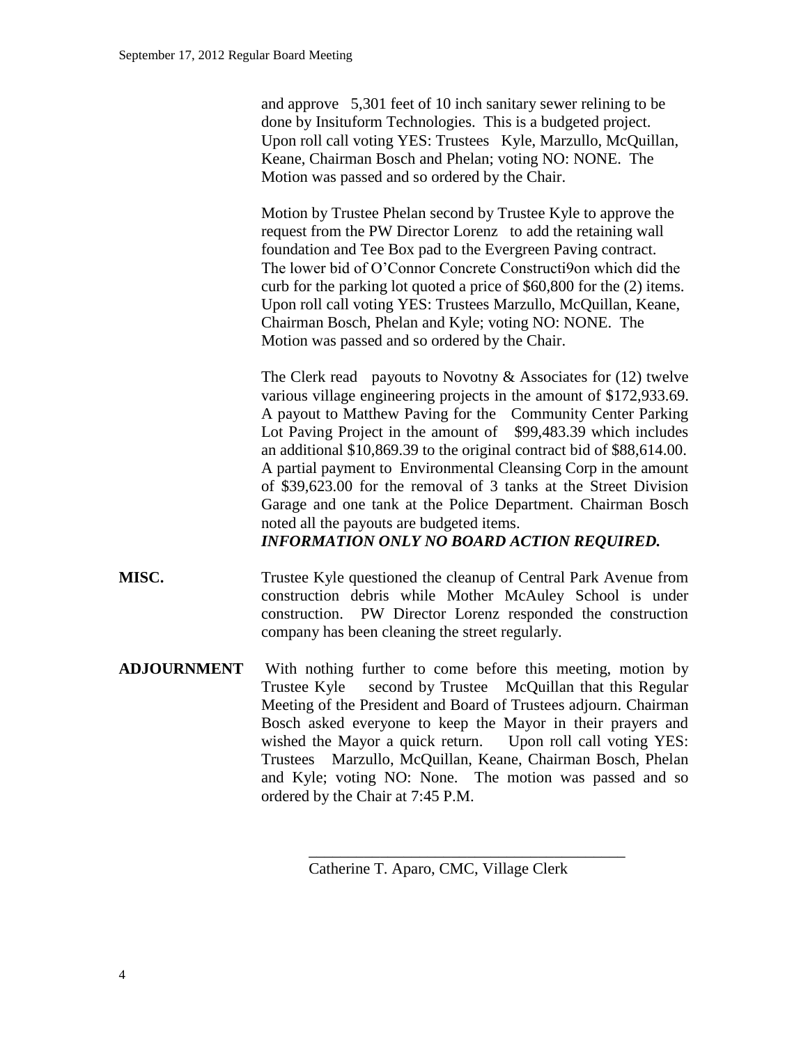and approve 5,301 feet of 10 inch sanitary sewer relining to be done by Insituform Technologies. This is a budgeted project. Upon roll call voting YES: Trustees Kyle, Marzullo, McQuillan, Keane, Chairman Bosch and Phelan; voting NO: NONE. The Motion was passed and so ordered by the Chair.

Motion by Trustee Phelan second by Trustee Kyle to approve the request from the PW Director Lorenz to add the retaining wall foundation and Tee Box pad to the Evergreen Paving contract. The lower bid of O'Connor Concrete Constructi9on which did the curb for the parking lot quoted a price of $60,800 for the (2) items. Upon roll call voting YES: Trustees Marzullo, McQuillan, Keane, Chairman Bosch, Phelan and Kyle; voting NO: NONE. The Motion was passed and so ordered by the Chair.

The Clerk read payouts to Novotny & Associates for (12) twelve various village engineering projects in the amount of $172,933.69. A payout to Matthew Paving for the Community Center Parking Lot Paving Project in the amount of $99,483.39 which includes an additional $10,869.39 to the original contract bid of $88,614.00. A partial payment to Environmental Cleansing Corp in the amount of $39,623.00 for the removal of 3 tanks at the Street Division Garage and one tank at the Police Department. Chairman Bosch noted all the payouts are budgeted items.

***INFORMATION ONLY NO BOARD ACTION REQUIRED.***

**MISC.** Trustee Kyle questioned the cleanup of Central Park Avenue from construction debris while Mother McAuley School is under construction. PW Director Lorenz responded the construction company has been cleaning the street regularly.

**ADJOURNMENT** With nothing further to come before this meeting, motion by Trustee Kyle second by Trustee McQuillan that this Regular Meeting of the President and Board of Trustees adjourn. Chairman Bosch asked everyone to keep the Mayor in their prayers and wished the Mayor a quick return. Upon roll call voting YES: Trustees Marzullo, McQuillan, Keane, Chairman Bosch, Phelan and Kyle; voting NO: None. The motion was passed and so ordered by the Chair at 7:45 P.M.

\_\_\_\_\_\_\_\_\_\_\_\_\_\_\_\_\_\_\_\_\_\_\_\_\_\_\_\_\_\_\_\_\_\_\_\_\_\_\_\_

Catherine T. Aparo, CMC, Village Clerk